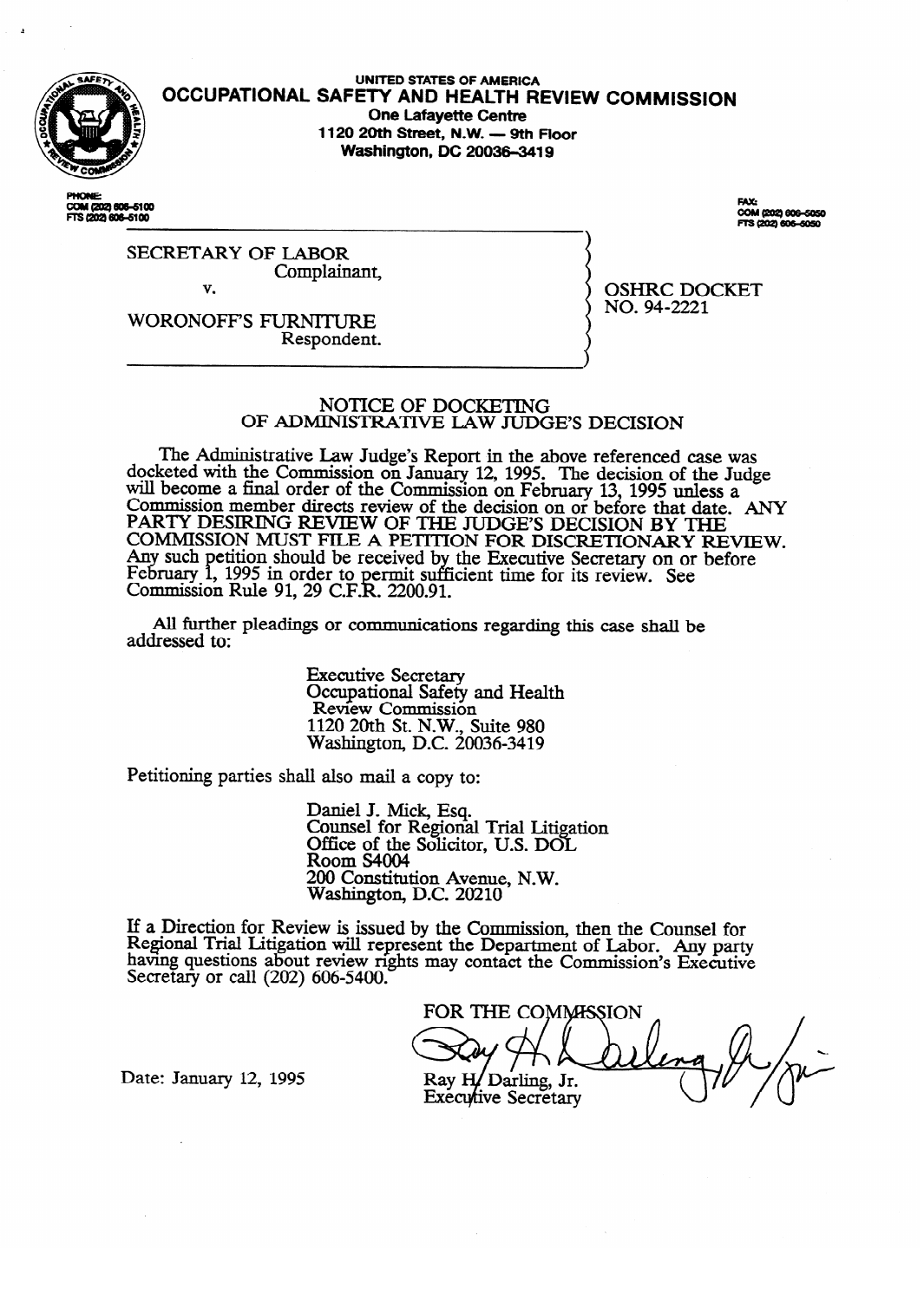UNITED STATES OF AMERICA

# OCCUPATIONAL SAFETY AND HEALTH REVIEW COMMISSION

**One Lafayette Centre**
**1120 20th Street, N.W. — 9th Floor**
**Washington, DC 20036-3419**

PHONE:
COM (202) 606-5100
FTS (202) 606-5100

FAX:
COM (202) 606-5050
FTS (202) 606-5050

SECRETARY OF LABOR
Complainant,

v.

WORONOFF'S FURNITURE
Respondent.

OSHRC DOCKET NO. 94-2221

## NOTICE OF DOCKETING OF ADMINISTRATIVE LAW JUDGE'S DECISION

The Administrative Law Judge's Report in the above referenced case was docketed with the Commission on January 12, 1995. The decision of the Judge will become a final order of the Commission on February 13, 1995 unless a Commission member directs review of the decision on or before that date. ANY PARTY DESIRING REVIEW OF THE JUDGE'S DECISION BY THE COMMISSION MUST FILE A PETITION FOR DISCRETIONARY REVIEW. Any such petition should be received by the Executive Secretary on or before February 1, 1995 in order to permit sufficient time for its review. See Commission Rule 91, 29 C.F.R. 2200.91.

All further pleadings or communications regarding this case shall be addressed to:

Executive Secretary
Occupational Safety and Health
Review Commission
1120 20th St. N.W., Suite 980
Washington, D.C. 20036-3419

Petitioning parties shall also mail a copy to:

Daniel J. Mick, Esq.
Counsel for Regional Trial Litigation
Office of the Solicitor, U.S. DOL
Room S4004
200 Constitution Avenue, N.W.
Washington, D.C. 20210

If a Direction for Review is issued by the Commission, then the Counsel for Regional Trial Litigation will represent the Department of Labor. Any party having questions about review rights may contact the Commission's Executive Secretary or call (202) 606-5400.

FOR THE COMMISSION

Ray H. Darling, Jr.
Executive Secretary

Date: January 12, 1995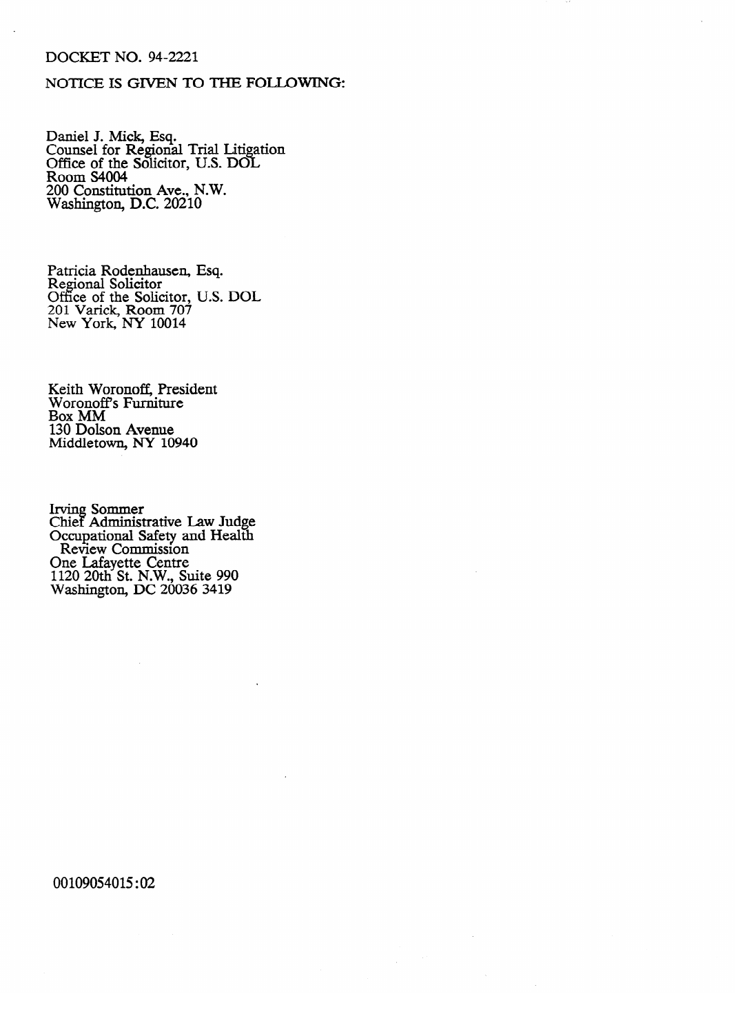DOCKET NO. 94-2221

NOTICE IS GIVEN TO THE FOLLOWING:

Daniel J. Mick, Esq.
Counsel for Regional Trial Litigation
Office of the Solicitor, U.S. DOL
Room S4004
200 Constitution Ave., N.W.
Washington, D.C. 20210

Patricia Rodenhausen, Esq.
Regional Solicitor
Office of the Solicitor, U.S. DOL
201 Varick, Room 707
New York, NY 10014

Keith Woronoff, President
Woronoff's Furniture
Box MM
130 Dolson Avenue
Middletown, NY 10940

Irving Sommer
Chief Administrative Law Judge
Occupational Safety and Health
Review Commission
One Lafayette Centre
1120 20th St. N.W., Suite 990
Washington, DC 20036 3419

00109054015:02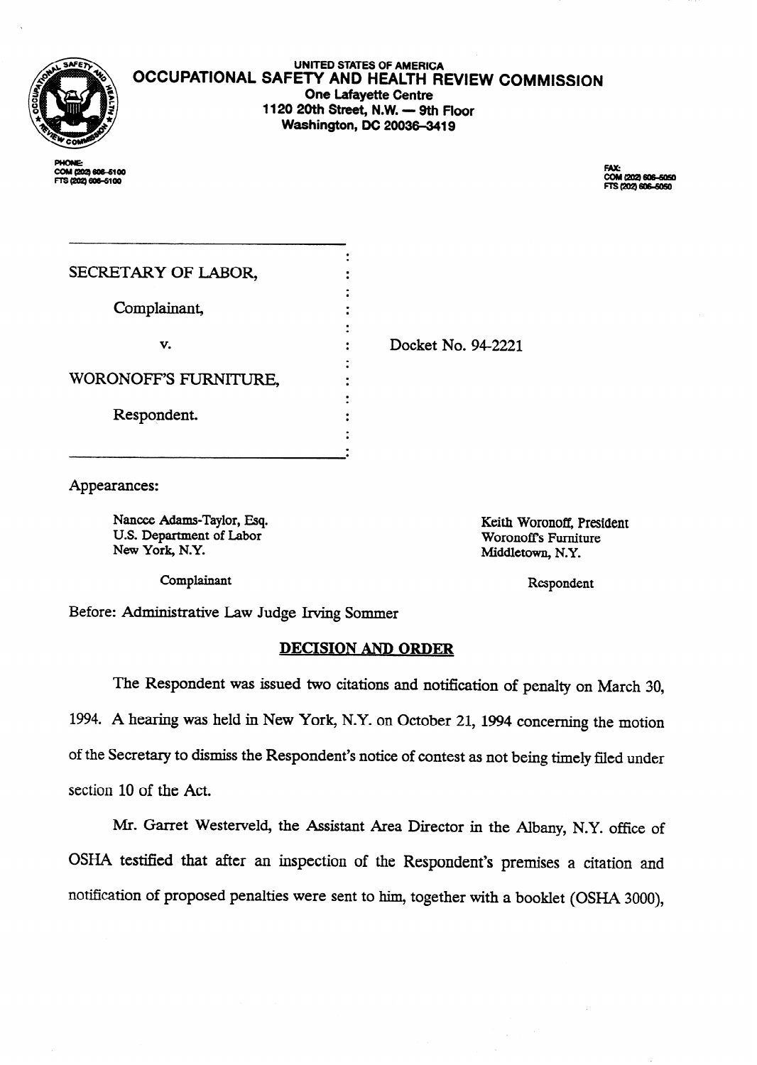UNITED STATES OF AMERICA

**OCCUPATIONAL SAFETY AND HEALTH REVIEW COMMISSION**

**One Lafayette Centre**
**1120 20th Street, N.W. — 9th Floor**
**Washington, DC 20036–3419**

PHONE:
COM (202) 606–5100
FTS (202) 606–5100

FAX:
COM (202) 606–5050
FTS (202) 606–5050

SECRETARY OF LABOR,

Complainant,

v.

WORONOFF'S FURNITURE,

Respondent.

Docket No. 94-2221

Appearances:

Nancce Adams-Taylor, Esq.
U.S. Department of Labor
New York, N.Y.

Complainant

Keith Woronoff, President
Woronoff's Furniture
Middletown, N.Y.

Respondent

Before: Administrative Law Judge Irving Sommer

**DECISION AND ORDER**

The Respondent was issued two citations and notification of penalty on March 30, 1994. A hearing was held in New York, N.Y. on October 21, 1994 concerning the motion of the Secretary to dismiss the Respondent's notice of contest as not being timely filed under section 10 of the Act.

Mr. Garret Westerveld, the Assistant Area Director in the Albany, N.Y. office of OSHA testified that after an inspection of the Respondent's premises a citation and notification of proposed penalties were sent to him, together with a booklet (OSHA 3000),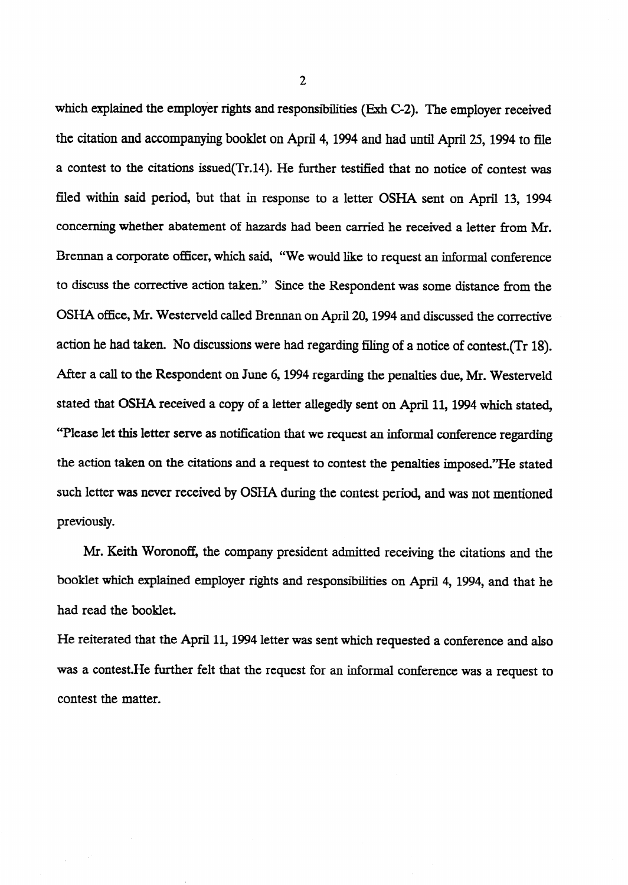which explained the employer rights and responsibilities (Exh C-2). The employer received the citation and accompanying booklet on April 4, 1994 and had until April 25, 1994 to file a contest to the citations issued(Tr.14). He further testified that no notice of contest was filed within said period, but that in response to a letter OSHA sent on April 13, 1994 concerning whether abatement of hazards had been carried he received a letter from Mr. Brennan a corporate officer, which said, "We would like to request an informal conference to discuss the corrective action taken." Since the Respondent was some distance from the OSHA office, Mr. Westerveld called Brennan on April 20, 1994 and discussed the corrective action he had taken. No discussions were had regarding filing of a notice of contest.(Tr 18). After a call to the Respondent on June 6, 1994 regarding the penalties due, Mr. Westerveld stated that OSHA received a copy of a letter allegedly sent on April 11, 1994 which stated, "Please let this letter serve as notification that we request an informal conference regarding the action taken on the citations and a request to contest the penalties imposed."He stated such letter was never received by OSHA during the contest period, and was not mentioned previously.

Mr. Keith Woronoff, the company president admitted receiving the citations and the booklet which explained employer rights and responsibilities on April 4, 1994, and that he had read the booklet.

He reiterated that the April 11, 1994 letter was sent which requested a conference and also was a contest.He further felt that the request for an informal conference was a request to contest the matter.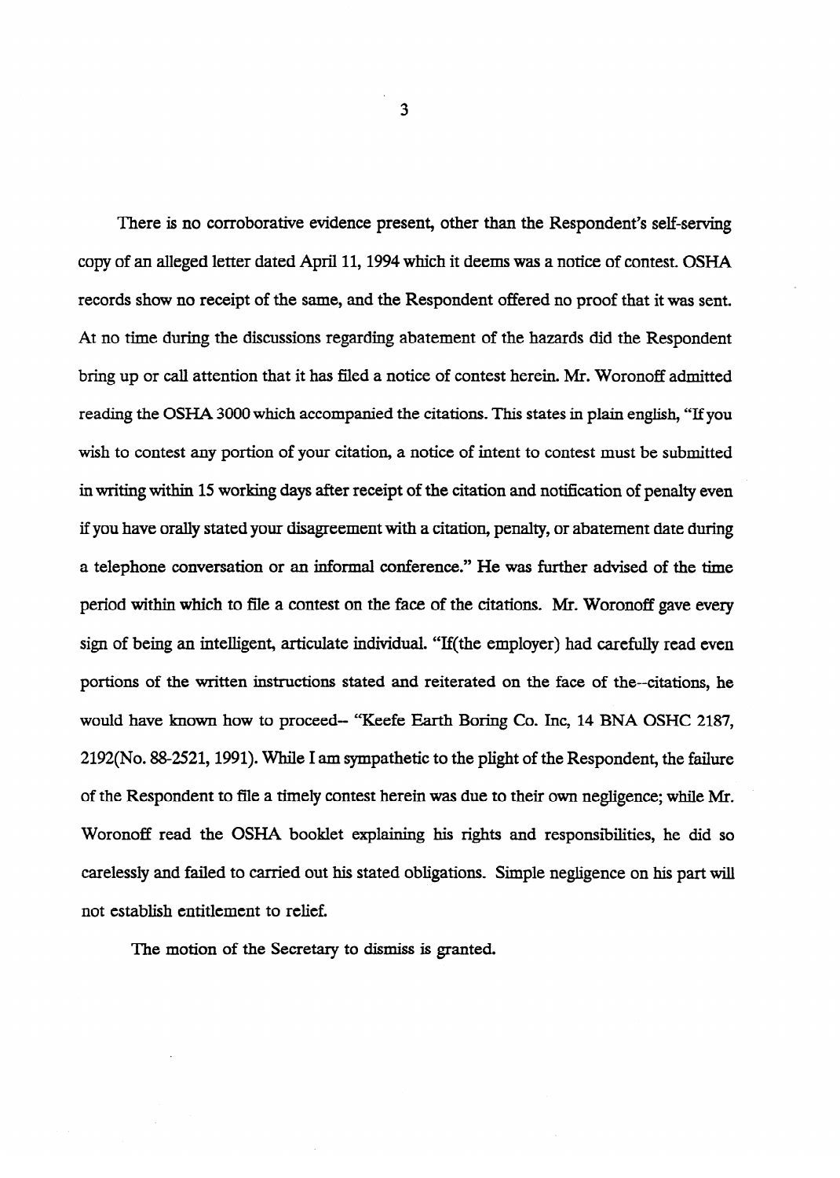There is no corroborative evidence present, other than the Respondent's self-serving copy of an alleged letter dated April 11, 1994 which it deems was a notice of contest. OSHA records show no receipt of the same, and the Respondent offered no proof that it was sent. At no time during the discussions regarding abatement of the hazards did the Respondent bring up or call attention that it has filed a notice of contest herein. Mr. Woronoff admitted reading the OSHA 3000 which accompanied the citations. This states in plain english, "If you wish to contest any portion of your citation, a notice of intent to contest must be submitted in writing within 15 working days after receipt of the citation and notification of penalty even if you have orally stated your disagreement with a citation, penalty, or abatement date during a telephone conversation or an informal conference." He was further advised of the time period within which to file a contest on the face of the citations. Mr. Woronoff gave every sign of being an intelligent, articulate individual. "If(the employer) had carefully read even portions of the written instructions stated and reiterated on the face of the--citations, he would have known how to proceed-- "Keefe Earth Boring Co. Inc, 14 BNA OSHC 2187, 2192(No. 88-2521, 1991). While I am sympathetic to the plight of the Respondent, the failure of the Respondent to file a timely contest herein was due to their own negligence; while Mr. Woronoff read the OSHA booklet explaining his rights and responsibilities, he did so carelessly and failed to carried out his stated obligations. Simple negligence on his part will not establish entitlement to relief.

The motion of the Secretary to dismiss is granted.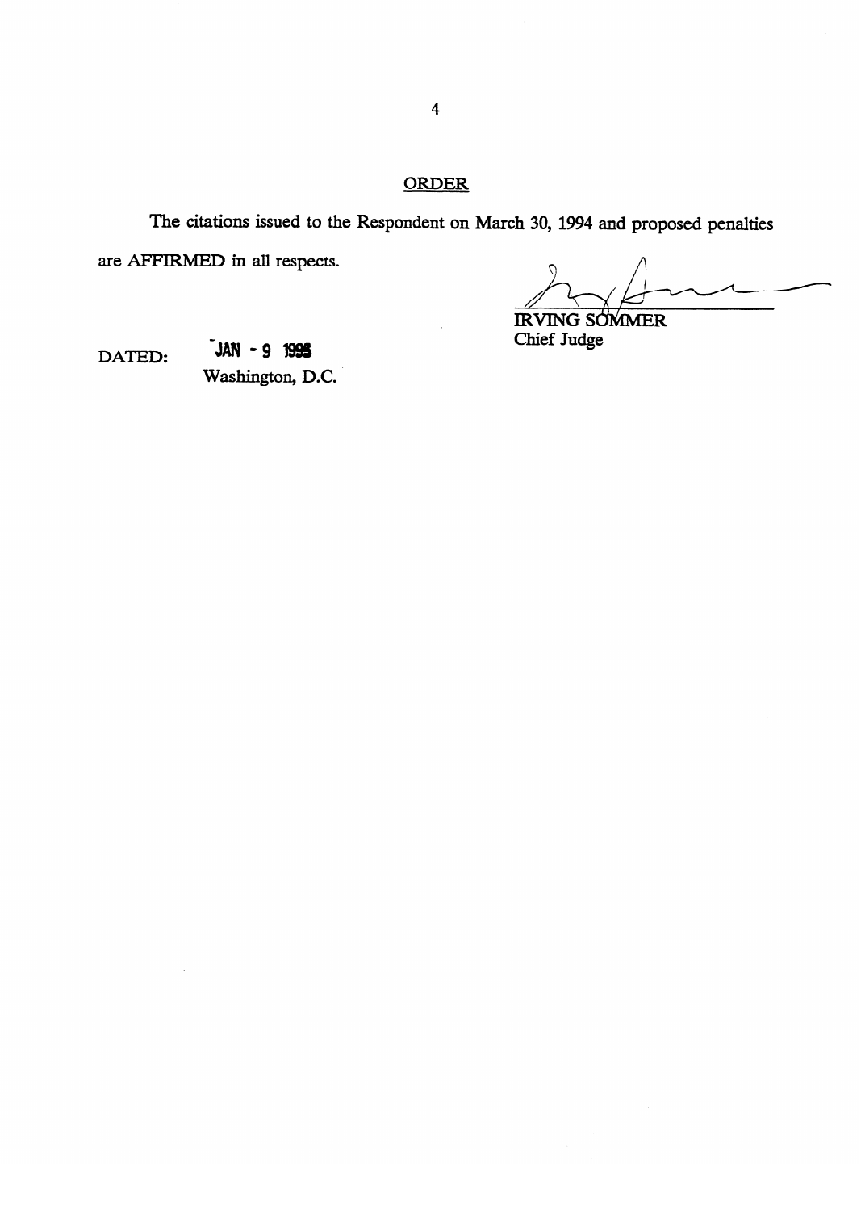## ORDER

The citations issued to the Respondent on March 30, 1994 and proposed penalties are AFFIRMED in all respects.

IRVING SOMMER
Chief Judge

DATED: JAN - 9 1995
Washington, D.C.